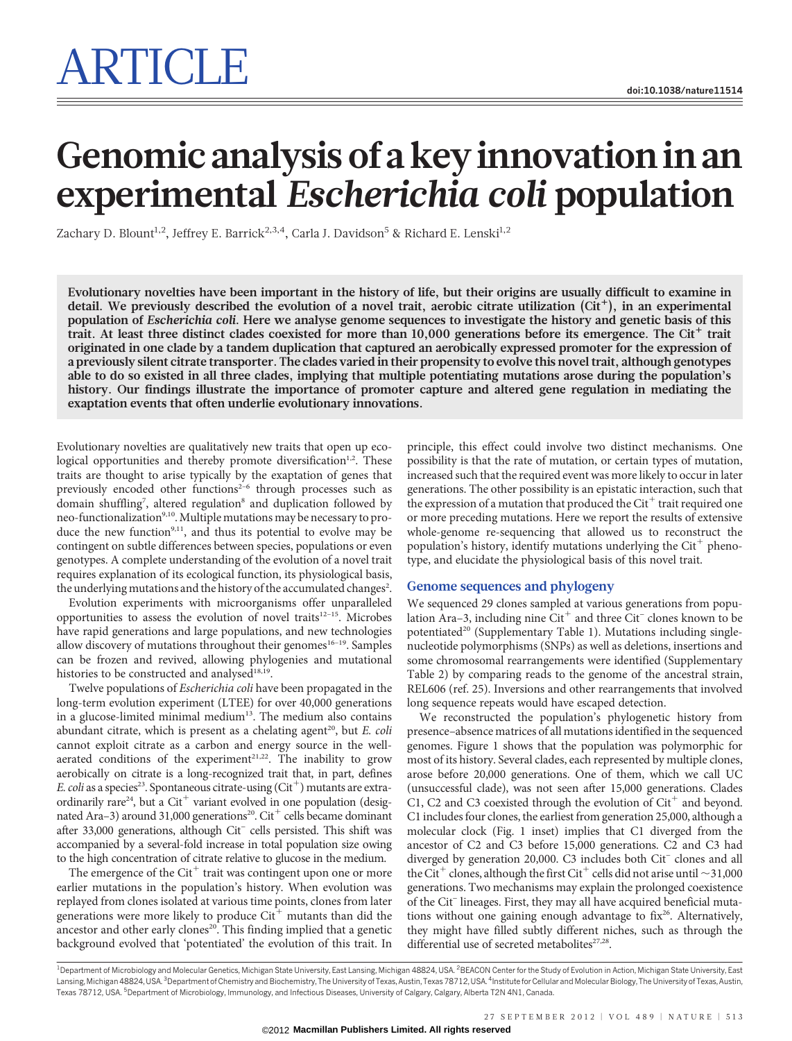# Genomic analysis of a key innovation in an experimental *Escherichia coli* population

Zachary D. Blount[1,2], Jeffrey E. Barrick[2,3,4], Carla J. Davidson[5] & Richard E. Lenski[1,2]

**Evolutionary novelties have been important in the history of life, but their origins are usually difficult to examine in detail. We previously described the evolution of a novel trait, aerobic citrate utilization (Cit$^+$), in an experimental population of *Escherichia coli*. Here we analyse genome sequences to investigate the history and genetic basis of this trait. At least three distinct clades coexisted for more than 10,000 generations before its emergence. The Cit$^+$ trait originated in one clade by a tandem duplication that captured an aerobically expressed promoter for the expression of a previously silent citrate transporter. The clades varied in their propensity to evolve this novel trait, although genotypes able to do so existed in all three clades, implying that multiple potentiating mutations arose during the population's history. Our findings illustrate the importance of promoter capture and altered gene regulation in mediating the exaptation events that often underlie evolutionary innovations.**

Evolutionary novelties are qualitatively new traits that open up ecological opportunities and thereby promote diversification[1,2]. These traits are thought to arise typically by the exaptation of genes that previously encoded other functions[2–6] through processes such as domain shuffling[7], altered regulation[8] and duplication followed by neo-functionalization[9,10]. Multiple mutations may be necessary to produce the new function[9,11], and thus its potential to evolve may be contingent on subtle differences between species, populations or even genotypes. A complete understanding of the evolution of a novel trait requires explanation of its ecological function, its physiological basis, the underlying mutations and the history of the accumulated changes[2].

Evolution experiments with microorganisms offer unparalleled opportunities to assess the evolution of novel traits[12–15]. Microbes have rapid generations and large populations, and new technologies allow discovery of mutations throughout their genomes[16–19]. Samples can be frozen and revived, allowing phylogenies and mutational histories to be constructed and analysed[18,19].

Twelve populations of *Escherichia coli* have been propagated in the long-term evolution experiment (LTEE) for over 40,000 generations in a glucose-limited minimal medium[13]. The medium also contains abundant citrate, which is present as a chelating agent[20], but *E. coli* cannot exploit citrate as a carbon and energy source in the well-aerated conditions of the experiment[21,22]. The inability to grow aerobically on citrate is a long-recognized trait that, in part, defines *E. coli* as a species[23]. Spontaneous citrate-using (Cit$^+$) mutants are extraordinarily rare[24], but a Cit$^+$ variant evolved in one population (designated Ara–3) around 31,000 generations[20]. Cit$^+$ cells became dominant after 33,000 generations, although Cit$^-$ cells persisted. This shift was accompanied by a several-fold increase in total population size owing to the high concentration of citrate relative to glucose in the medium.

The emergence of the Cit$^+$ trait was contingent upon one or more earlier mutations in the population's history. When evolution was replayed from clones isolated at various time points, clones from later generations were more likely to produce Cit$^+$ mutants than did the ancestor and other early clones[20]. This finding implied that a genetic background evolved that 'potentiated' the evolution of this trait. In principle, this effect could involve two distinct mechanisms. One possibility is that the rate of mutation, or certain types of mutation, increased such that the required event was more likely to occur in later generations. The other possibility is an epistatic interaction, such that the expression of a mutation that produced the Cit$^+$ trait required one or more preceding mutations. Here we report the results of extensive whole-genome re-sequencing that allowed us to reconstruct the population's history, identify mutations underlying the Cit$^+$ phenotype, and elucidate the physiological basis of this novel trait.

## Genome sequences and phylogeny

We sequenced 29 clones sampled at various generations from population Ara–3, including nine Cit$^+$ and three Cit$^-$ clones known to be potentiated[20] (Supplementary Table 1). Mutations including single-nucleotide polymorphisms (SNPs) as well as deletions, insertions and some chromosomal rearrangements were identified (Supplementary Table 2) by comparing reads to the genome of the ancestral strain, REL606 (ref. 25). Inversions and other rearrangements that involved long sequence repeats would have escaped detection.

We reconstructed the population's phylogenetic history from presence–absence matrices of all mutations identified in the sequenced genomes. Figure 1 shows that the population was polymorphic for most of its history. Several clades, each represented by multiple clones, arose before 20,000 generations. One of them, which we call UC (unsuccessful clade), was not seen after 15,000 generations. Clades C1, C2 and C3 coexisted through the evolution of Cit$^+$ and beyond. C1 includes four clones, the earliest from generation 25,000, although a molecular clock (Fig. 1 inset) implies that C1 diverged from the ancestor of C2 and C3 before 15,000 generations. C2 and C3 had diverged by generation 20,000. C3 includes both Cit$^-$ clones and all the Cit$^+$ clones, although the first Cit$^+$ cells did not arise until ~31,000 generations. Two mechanisms may explain the prolonged coexistence of the Cit$^-$ lineages. First, they may all have acquired beneficial mutations without one gaining enough advantage to fix[26]. Alternatively, they might have filled subtly different niches, such as through the differential use of secreted metabolites[27,28].

[1]Department of Microbiology and Molecular Genetics, Michigan State University, East Lansing, Michigan 48824, USA. [2]BEACON Center for the Study of Evolution in Action, Michigan State University, East Lansing, Michigan 48824, USA. [3]Department of Chemistry and Biochemistry, The University of Texas, Austin, Texas 78712, USA. [4]Institute for Cellular and Molecular Biology, The University of Texas, Austin, Texas 78712, USA. [5]Department of Microbiology, Immunology, and Infectious Diseases, University of Calgary, Calgary, Alberta T2N 4N1, Canada.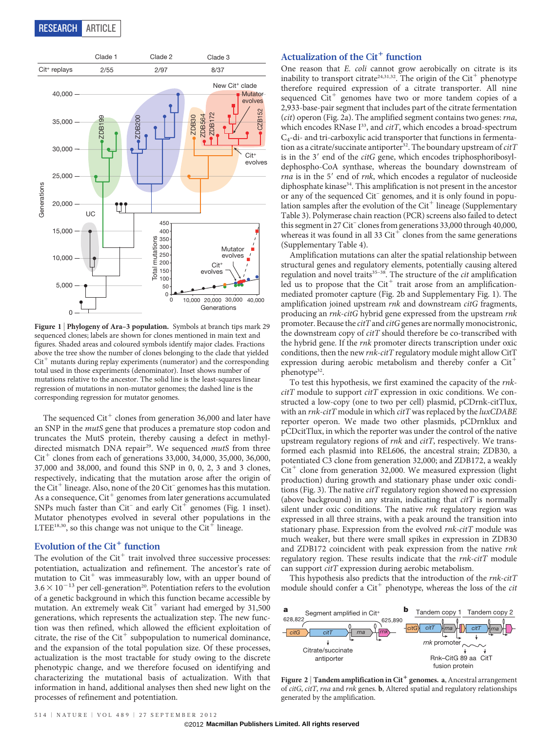**Figure 1 | Phylogeny of Ara−3 population.** Symbols at branch tips mark 29 sequenced clones; labels are shown for clones mentioned in main text and figures. Shaded areas and coloured symbols identify major clades. Fractions above the tree show the number of clones belonging to the clade that yielded Cit$^{+}$ mutants during replay experiments (numerator) and the corresponding total used in those experiments (denominator). Inset shows number of mutations relative to the ancestor. The solid line is the least-squares linear regression of mutations in non-mutator genomes; the dashed line is the corresponding regression for mutator genomes.

The sequenced Cit$^{+}$ clones from generation 36,000 and later have an SNP in the *mutS* gene that produces a premature stop codon and truncates the MutS protein, thereby causing a defect in methyl-directed mismatch DNA repair[29]. We sequenced *mutS* from three Cit$^{+}$ clones from each of generations 33,000, 34,000, 35,000, 36,000, 37,000 and 38,000, and found this SNP in 0, 0, 2, 3 and 3 clones, respectively, indicating that the mutation arose after the origin of the Cit$^{+}$ lineage. Also, none of the 20 Cit$^{-}$ genomes has this mutation. As a consequence, Cit$^{+}$ genomes from later generations accumulated SNPs much faster than Cit$^{-}$ and early Cit$^{+}$ genomes (Fig. 1 inset). Mutator phenotypes evolved in several other populations in the LTEE[18,30], so this change was not unique to the Cit$^{+}$ lineage.

## Evolution of the Cit$^{+}$ function

The evolution of the Cit$^{+}$ trait involved three successive processes: potentiation, actualization and refinement. The ancestor's rate of mutation to Cit$^{+}$ was immeasurably low, with an upper bound of $3.6 \times 10^{-13}$ per cell-generation[20]. Potentiation refers to the evolution of a genetic background in which this function became accessible by mutation. An extremely weak Cit$^{+}$ variant had emerged by 31,500 generations, which represents the actualization step. The new function was then refined, which allowed the efficient exploitation of citrate, the rise of the Cit$^{+}$ subpopulation to numerical dominance, and the expansion of the total population size. Of these processes, actualization is the most tractable for study owing to the discrete phenotypic change, and we therefore focused on identifying and characterizing the mutational basis of actualization. With that information in hand, additional analyses then shed new light on the processes of refinement and potentiation.

## Actualization of the Cit$^{+}$ function

One reason that *E. coli* cannot grow aerobically on citrate is its inability to transport citrate[24,31,32]. The origin of the Cit$^{+}$ phenotype therefore required expression of a citrate transporter. All nine sequenced Cit$^{+}$ genomes have two or more tandem copies of a 2,933-base-pair segment that includes part of the citrate fermentation (*cit*) operon (Fig. 2a). The amplified segment contains two genes: *rna*, which encodes RNase I[33], and *citT*, which encodes a broad-spectrum $C_4$-di- and tri-carboxylic acid transporter that functions in fermentation as a citrate/succinate antiporter[32]. The boundary upstream of *citT* is in the 3′ end of the *citG* gene, which encodes triphosphoribosyl-dephospho-CoA synthase, whereas the boundary downstream of *rna* is in the 5′ end of *rnk*, which encodes a regulator of nucleoside diphosphate kinase[34]. This amplification is not present in the ancestor or any of the sequenced Cit$^{-}$ genomes, and it is only found in population samples after the evolution of the Cit$^{+}$ lineage (Supplementary Table 3). Polymerase chain reaction (PCR) screens also failed to detect this segment in 27 Cit$^{-}$ clones from generations 33,000 through 40,000, whereas it was found in all 33 Cit$^{+}$ clones from the same generations (Supplementary Table 4).

Amplification mutations can alter the spatial relationship between structural genes and regulatory elements, potentially causing altered regulation and novel traits[35–38]. The structure of the *cit* amplification led us to propose that the Cit$^{+}$ trait arose from an amplification-mediated promoter capture (Fig. 2b and Supplementary Fig. 1). The amplification joined upstream *rnk* and downstream *citG* fragments, producing an *rnk-citG* hybrid gene expressed from the upstream *rnk* promoter. Because the *citT* and *citG* genes are normally monocistronic, the downstream copy of *citT* should therefore be co-transcribed with the hybrid gene. If the *rnk* promoter directs transcription under oxic conditions, then the new *rnk-citT* regulatory module might allow CitT expression during aerobic metabolism and thereby confer a Cit$^{+}$ phenotype[32].

To test this hypothesis, we first examined the capacity of the *rnk-citT* module to support *citT* expression in oxic conditions. We constructed a low-copy (one to two per cell) plasmid, pCDrnk-citTlux, with an *rnk-citT* module in which *citT* was replaced by the *luxCDABE* reporter operon. We made two other plasmids, pCDrnklux and pCDcitTlux, in which the reporter was under the control of the native upstream regulatory regions of *rnk* and *citT*, respectively. We transformed each plasmid into REL606, the ancestral strain; ZDB30, a potentiated C3 clone from generation 32,000; and ZDB172, a weakly Cit$^{+}$ clone from generation 32,000. We measured expression (light production) during growth and stationary phase under oxic conditions (Fig. 3). The native *citT* regulatory region showed no expression (above background) in any strain, indicating that *citT* is normally silent under oxic conditions. The native *rnk* regulatory region was expressed in all three strains, with a peak around the transition into stationary phase. Expression from the evolved *rnk-citT* module was much weaker, but there were small spikes in expression in ZDB30 and ZDB172 coincident with peak expression from the native *rnk* regulatory region. These results indicate that the *rnk-citT* module can support *citT* expression during aerobic metabolism.

This hypothesis also predicts that the introduction of the *rnk-citT* module should confer a Cit$^{+}$ phenotype, whereas the loss of the *cit*

**Figure 2 | Tandem amplification in Cit$^{+}$ genomes. a**, Ancestral arrangement of *citG*, *citT*, *rna* and *rnk* genes. **b**, Altered spatial and regulatory relationships generated by the amplification.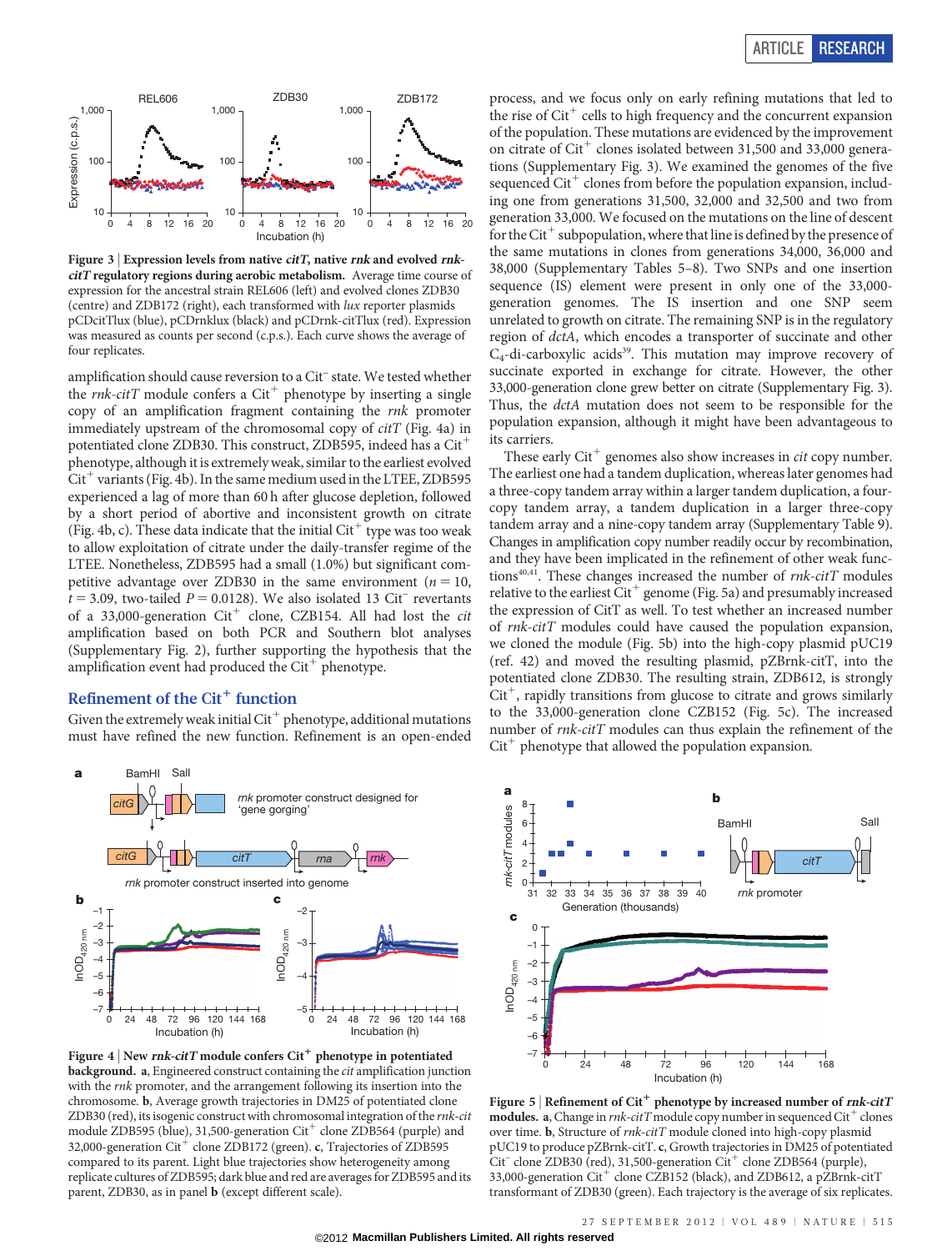**Figure 3 | Expression levels from native *citT*, native *rnk* and evolved *rnk-citT* regulatory regions during aerobic metabolism.** Average time course of expression for the ancestral strain REL606 (left) and evolved clones ZDB30 (centre) and ZDB172 (right), each transformed with *lux* reporter plasmids pCDcitTlux (blue), pCDrnklux (black) and pCDrnk-citTlux (red). Expression was measured as counts per second (c.p.s.). Each curve shows the average of four replicates.

amplification should cause reversion to a Cit$^-$ state. We tested whether the *rnk-citT* module confers a Cit$^+$ phenotype by inserting a single copy of an amplification fragment containing the *rnk* promoter immediately upstream of the chromosomal copy of *citT* (Fig. 4a) in potentiated clone ZDB30. This construct, ZDB595, indeed has a Cit$^+$ phenotype, although it is extremely weak, similar to the earliest evolved Cit$^+$ variants (Fig. 4b). In the same medium used in the LTEE, ZDB595 experienced a lag of more than 60 h after glucose depletion, followed by a short period of abortive and inconsistent growth on citrate (Fig. 4b, c). These data indicate that the initial Cit$^+$ type was too weak to allow exploitation of citrate under the daily-transfer regime of the LTEE. Nonetheless, ZDB595 had a small (1.0%) but significant competitive advantage over ZDB30 in the same environment ($n = 10$, $t = 3.09$, two-tailed $P = 0.0128$). We also isolated 13 Cit$^-$ revertants of a 33,000-generation Cit$^+$ clone, CZB154. All had lost the *cit* amplification based on both PCR and Southern blot analyses (Supplementary Fig. 2), further supporting the hypothesis that the amplification event had produced the Cit$^+$ phenotype.

## Refinement of the Cit$^+$ function

Given the extremely weak initial Cit$^+$ phenotype, additional mutations must have refined the new function. Refinement is an open-ended process, and we focus only on early refining mutations that led to the rise of Cit$^+$ cells to high frequency and the concurrent expansion of the population. These mutations are evidenced by the improvement on citrate of Cit$^+$ clones isolated between 31,500 and 33,000 generations (Supplementary Fig. 3). We examined the genomes of the five sequenced Cit$^+$ clones from before the population expansion, including one from generations 31,500, 32,000 and 32,500 and two from generation 33,000. We focused on the mutations on the line of descent for the Cit$^+$ subpopulation, where that line is defined by the presence of the same mutations in clones from generations 34,000, 36,000 and 38,000 (Supplementary Tables 5–8). Two SNPs and one insertion sequence (IS) element were present in only one of the 33,000-generation genomes. The IS insertion and one SNP seem unrelated to growth on citrate. The remaining SNP is in the regulatory region of *dctA*, which encodes a transporter of succinate and other $C_4$-di-carboxylic acids[39]. This mutation may improve recovery of succinate exported in exchange for citrate. However, the other 33,000-generation clone grew better on citrate (Supplementary Fig. 3). Thus, the *dctA* mutation does not seem to be responsible for the population expansion, although it might have been advantageous to its carriers.

These early Cit$^+$ genomes also show increases in *cit* copy number. The earliest one had a tandem duplication, whereas later genomes had a three-copy tandem array within a larger tandem duplication, a four-copy tandem array, a tandem duplication in a larger three-copy tandem array and a nine-copy tandem array (Supplementary Table 9). Changes in amplification copy number readily occur by recombination, and they have been implicated in the refinement of other weak functions[40,41]. These changes increased the number of *rnk-citT* modules relative to the earliest Cit$^+$ genome (Fig. 5a) and presumably increased the expression of CitT as well. To test whether an increased number of *rnk-citT* modules could have caused the population expansion, we cloned the module (Fig. 5b) into the high-copy plasmid pUC19 (ref. 42) and moved the resulting plasmid, pZBrnk-citT, into the potentiated clone ZDB30. The resulting strain, ZDB612, is strongly Cit$^+$, rapidly transitions from glucose to citrate and grows similarly to the 33,000-generation clone CZB152 (Fig. 5c). The increased number of *rnk-citT* modules can thus explain the refinement of the Cit$^+$ phenotype that allowed the population expansion.

**Figure 4 | New *rnk-citT* module confers Cit$^+$ phenotype in potentiated background.** **a**, Engineered construct containing the *cit* amplification junction with the *rnk* promoter, and the arrangement following its insertion into the chromosome. **b**, Average growth trajectories in DM25 of potentiated clone ZDB30 (red), its isogenic construct with chromosomal integration of the *rnk-cit* module ZDB595 (blue), 31,500-generation Cit$^+$ clone ZDB564 (purple) and 32,000-generation Cit$^+$ clone ZDB172 (green). **c**, Trajectories of ZDB595 compared to its parent. Light blue trajectories show heterogeneity among replicate cultures of ZDB595; dark blue and red are averages for ZDB595 and its parent, ZDB30, as in panel **b** (except different scale).

**Figure 5 | Refinement of Cit$^+$ phenotype by increased number of *rnk-citT* modules.** **a**, Change in *rnk-citT* module copy number in sequenced Cit$^+$ clones over time. **b**, Structure of *rnk-citT* module cloned into high-copy plasmid pUC19 to produce pZBrnk-citT. **c**, Growth trajectories in DM25 of potentiated Cit$^-$ clone ZDB30 (red), 31,500-generation Cit$^+$ clone ZDB564 (purple), 33,000-generation Cit$^+$ clone CZB152 (black), and ZDB612, a pZBrnk-citT transformant of ZDB30 (green). Each trajectory is the average of six replicates.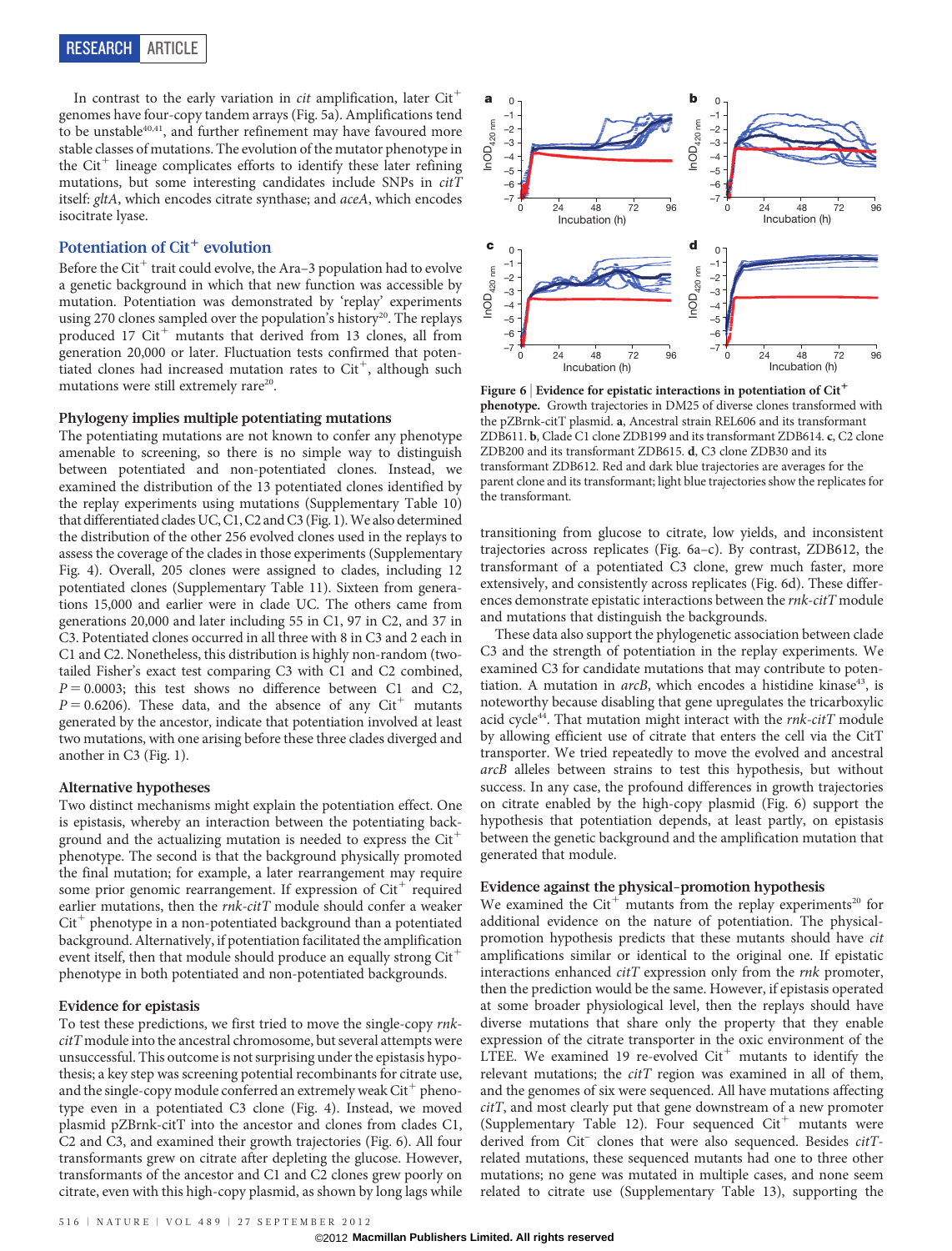In contrast to the early variation in *cit* amplification, later Cit$^+$ genomes have four-copy tandem arrays (Fig. 5a). Amplifications tend to be unstable[40,41], and further refinement may have favoured more stable classes of mutations. The evolution of the mutator phenotype in the Cit$^+$ lineage complicates efforts to identify these later refining mutations, but some interesting candidates include SNPs in *citT* itself: *gltA*, which encodes citrate synthase; and *aceA*, which encodes isocitrate lyase.

## Potentiation of Cit$^+$ evolution

Before the Cit$^+$ trait could evolve, the Ara–3 population had to evolve a genetic background in which that new function was accessible by mutation. Potentiation was demonstrated by 'replay' experiments using 270 clones sampled over the population's history[20]. The replays produced 17 Cit$^+$ mutants that derived from 13 clones, all from generation 20,000 or later. Fluctuation tests confirmed that potentiated clones had increased mutation rates to Cit$^+$, although such mutations were still extremely rare[20].

### Phylogeny implies multiple potentiating mutations

The potentiating mutations are not known to confer any phenotype amenable to screening, so there is no simple way to distinguish between potentiated and non-potentiated clones. Instead, we examined the distribution of the 13 potentiated clones identified by the replay experiments using mutations (Supplementary Table 10) that differentiated clades UC, C1, C2 and C3 (Fig. 1). We also determined the distribution of the other 256 evolved clones used in the replays to assess the coverage of the clades in those experiments (Supplementary Fig. 4). Overall, 205 clones were assigned to clades, including 12 potentiated clones (Supplementary Table 11). Sixteen from generations 15,000 and earlier were in clade UC. The others came from generations 20,000 and later including 55 in C1, 97 in C2, and 37 in C3. Potentiated clones occurred in all three with 8 in C3 and 2 each in C1 and C2. Nonetheless, this distribution is highly non-random (two-tailed Fisher's exact test comparing C3 with C1 and C2 combined, $P = 0.0003$; this test shows no difference between C1 and C2, $P = 0.6206$). These data, and the absence of any Cit$^+$ mutants generated by the ancestor, indicate that potentiation involved at least two mutations, with one arising before these three clades diverged and another in C3 (Fig. 1).

### Alternative hypotheses

Two distinct mechanisms might explain the potentiation effect. One is epistasis, whereby an interaction between the potentiating background and the actualizing mutation is needed to express the Cit$^+$ phenotype. The second is that the background physically promoted the final mutation; for example, a later rearrangement may require some prior genomic rearrangement. If expression of Cit$^+$ required earlier mutations, then the *rnk-citT* module should confer a weaker Cit$^+$ phenotype in a non-potentiated background than a potentiated background. Alternatively, if potentiation facilitated the amplification event itself, then that module should produce an equally strong Cit$^+$ phenotype in both potentiated and non-potentiated backgrounds.

### Evidence for epistasis

To test these predictions, we first tried to move the single-copy *rnk-citT* module into the ancestral chromosome, but several attempts were unsuccessful. This outcome is not surprising under the epistasis hypothesis; a key step was screening potential recombinants for citrate use, and the single-copy module conferred an extremely weak Cit$^+$ phenotype even in a potentiated C3 clone (Fig. 4). Instead, we moved plasmid pZBrnk-citT into the ancestor and clones from clades C1, C2 and C3, and examined their growth trajectories (Fig. 6). All four transformants grew on citrate after depleting the glucose. However, transformants of the ancestor and C1 and C2 clones grew poorly on citrate, even with this high-copy plasmid, as shown by long lags while transitioning from glucose to citrate, low yields, and inconsistent trajectories across replicates (Fig. 6a–c). By contrast, ZDB612, the transformant of a potentiated C3 clone, grew much faster, more extensively, and consistently across replicates (Fig. 6d). These differences demonstrate epistatic interactions between the *rnk-citT* module and mutations that distinguish the backgrounds.

**Figure 6 | Evidence for epistatic interactions in potentiation of Cit$^+$ phenotype.** Growth trajectories in DM25 of diverse clones transformed with the pZBrnk-citT plasmid. **a**, Ancestral strain REL606 and its transformant ZDB611. **b**, Clade C1 clone ZDB199 and its transformant ZDB614. **c**, C2 clone ZDB200 and its transformant ZDB615. **d**, C3 clone ZDB30 and its transformant ZDB612. Red and dark blue trajectories are averages for the parent clone and its transformant; light blue trajectories show the replicates for the transformant.

These data also support the phylogenetic association between clade C3 and the strength of potentiation in the replay experiments. We examined C3 for candidate mutations that may contribute to potentiation. A mutation in *arcB*, which encodes a histidine kinase[43], is noteworthy because disabling that gene upregulates the tricarboxylic acid cycle[44]. That mutation might interact with the *rnk-citT* module by allowing efficient use of citrate that enters the cell via the CitT transporter. We tried repeatedly to move the evolved and ancestral *arcB* alleles between strains to test this hypothesis, but without success. In any case, the profound differences in growth trajectories on citrate enabled by the high-copy plasmid (Fig. 6) support the hypothesis that potentiation depends, at least partly, on epistasis between the genetic background and the amplification mutation that generated that module.

### Evidence against the physical–promotion hypothesis

We examined the Cit$^+$ mutants from the replay experiments[20] for additional evidence on the nature of potentiation. The physical-promotion hypothesis predicts that these mutants should have *cit* amplifications similar or identical to the original one. If epistatic interactions enhanced *citT* expression only from the *rnk* promoter, then the prediction would be the same. However, if epistasis operated at some broader physiological level, then the replays should have diverse mutations that share only the property that they enable expression of the citrate transporter in the oxic environment of the LTEE. We examined 19 re-evolved Cit$^+$ mutants to identify the relevant mutations; the *citT* region was examined in all of them, and the genomes of six were sequenced. All have mutations affecting *citT*, and most clearly put that gene downstream of a new promoter (Supplementary Table 12). Four sequenced Cit$^+$ mutants were derived from Cit$^-$ clones that were also sequenced. Besides *citT*-related mutations, these sequenced mutants had one to three other mutations; no gene was mutated in multiple cases, and none seem related to citrate use (Supplementary Table 13), supporting the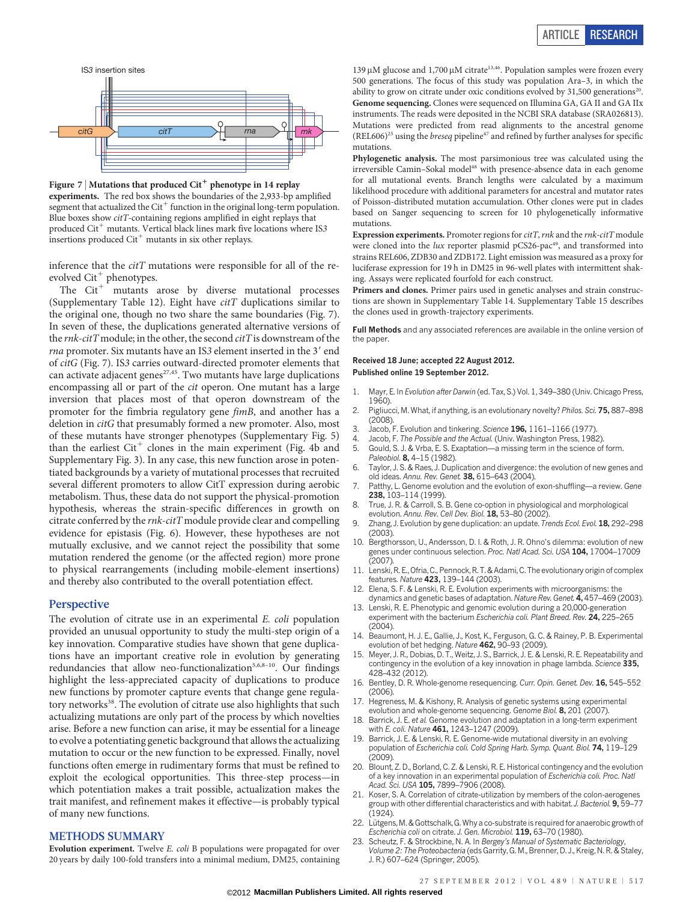IS3 insertion sites

citG citT rna rnk

**Figure 7 | Mutations that produced Cit⁺ phenotype in 14 replay experiments.** The red box shows the boundaries of the 2,933-bp amplified segment that actualized the Cit⁺ function in the original long-term population. Blue boxes show *citT*-containing regions amplified in eight replays that produced Cit⁺ mutants. Vertical black lines mark five locations where IS*3* insertions produced Cit⁺ mutants in six other replays.

inference that the *citT* mutations were responsible for all of the re-evolved Cit⁺ phenotypes.

The Cit⁺ mutants arose by diverse mutational processes (Supplementary Table 12). Eight have *citT* duplications similar to the original one, though no two share the same boundaries (Fig. 7). In seven of these, the duplications generated alternative versions of the *rnk-citT* module; in the other, the second *citT* is downstream of the *rna* promoter. Six mutants have an IS*3* element inserted in the 3′ end of *citG* (Fig. 7). IS*3* carries outward-directed promoter elements that can activate adjacent genes[27,45]. Two mutants have large duplications encompassing all or part of the *cit* operon. One mutant has a large inversion that places most of that operon downstream of the promoter for the fimbria regulatory gene *fimB*, and another has a deletion in *citG* that presumably formed a new promoter. Also, most of these mutants have stronger phenotypes (Supplementary Fig. 5) than the earliest Cit⁺ clones in the main experiment (Fig. 4b and Supplementary Fig. 3). In any case, this new function arose in potentiated backgrounds by a variety of mutational processes that recruited several different promoters to allow CitT expression during aerobic metabolism. Thus, these data do not support the physical-promotion hypothesis, whereas the strain-specific differences in growth on citrate conferred by the *rnk-citT* module provide clear and compelling evidence for epistasis (Fig. 6). However, these hypotheses are not mutually exclusive, and we cannot reject the possibility that some mutation rendered the genome (or the affected region) more prone to physical rearrangements (including mobile-element insertions) and thereby also contributed to the overall potentiation effect.

## Perspective

The evolution of citrate use in an experimental *E. coli* population provided an unusual opportunity to study the multi-step origin of a key innovation. Comparative studies have shown that gene duplications have an important creative role in evolution by generating redundancies that allow neo-functionalization[5,6,8–10]. Our findings highlight the less-appreciated capacity of duplications to produce new functions by promoter capture events that change gene regulatory networks[38]. The evolution of citrate use also highlights that such actualizing mutations are only part of the process by which novelties arise. Before a new function can arise, it may be essential for a lineage to evolve a potentiating genetic background that allows the actualizing mutation to occur or the new function to be expressed. Finally, novel functions often emerge in rudimentary forms that must be refined to exploit the ecological opportunities. This three-step process—in which potentiation makes a trait possible, actualization makes the trait manifest, and refinement makes it effective—is probably typical of many new functions.

## METHODS SUMMARY

**Evolution experiment.** Twelve *E. coli* B populations were propagated for over 20 years by daily 100-fold transfers into a minimal medium, DM25, containing 139 μM glucose and 1,700 μM citrate[13,46]. Population samples were frozen every 500 generations. The focus of this study was population Ara−3, in which the ability to grow on citrate under oxic conditions evolved by 31,500 generations[20].

**Genome sequencing.** Clones were sequenced on Illumina GA, GA II and GA IIx instruments. The reads were deposited in the NCBI SRA database (SRA026813). Mutations were predicted from read alignments to the ancestral genome (REL606)[25] using the *breseq* pipeline[47] and refined by further analyses for specific mutations.

**Phylogenetic analysis.** The most parsimonious tree was calculated using the irreversible Camin–Sokal model[48] with presence-absence data in each genome for all mutational events. Branch lengths were calculated by a maximum likelihood procedure with additional parameters for ancestral and mutator rates of Poisson-distributed mutation accumulation. Other clones were put in clades based on Sanger sequencing to screen for 10 phylogenetically informative mutations.

**Expression experiments.** Promoter regions for *citT*, *rnk* and the *rnk-citT* module were cloned into the *lux* reporter plasmid pCS26-pac[49], and transformed into strains REL606, ZDB30 and ZDB172. Light emission was measured as a proxy for luciferase expression for 19 h in DM25 in 96-well plates with intermittent shaking. Assays were replicated fourfold for each construct.

**Primers and clones.** Primer pairs used in genetic analyses and strain constructions are shown in Supplementary Table 14. Supplementary Table 15 describes the clones used in growth-trajectory experiments.

**Full Methods** and any associated references are available in the online version of the paper.

**Received 18 June; accepted 22 August 2012.**
**Published online 19 September 2012.**

1. Mayr, E. In *Evolution after Darwin* (ed. Tax, S.) Vol. 1, 349–380 (Univ. Chicago Press, 1960).
2. Pigliucci, M. What, if anything, is an evolutionary novelty? *Philos. Sci.* **75,** 887–898 (2008).
3. Jacob, F. Evolution and tinkering. *Science* **196,** 1161–1166 (1977).
4. Jacob, F. *The Possible and the Actual.* (Univ. Washington Press, 1982).
5. Gould, S. J. & Vrba, E. S. Exaptation—a missing term in the science of form. *Paleobiol.* **8,** 4–15 (1982).
6. Taylor, J. S. & Raes, J. Duplication and divergence: the evolution of new genes and old ideas. *Annu. Rev. Genet.* **38,** 615–643 (2004).
7. Patthy, L. Genome evolution and the evolution of exon-shuffling—a review. *Gene* **238,** 103–114 (1999).
8. True, J. R. & Carroll, S. B. Gene co-option in physiological and morphological evolution. *Annu. Rev. Cell Dev. Biol.* **18,** 53–80 (2002).
9. Zhang, J. Evolution by gene duplication: an update. *Trends Ecol. Evol.* **18,** 292–298 (2003).
10. Bergthorsson, U., Andersson, D. I. & Roth, J. R. Ohno's dilemma: evolution of new genes under continuous selection. *Proc. Natl Acad. Sci. USA* **104,** 17004–17009 (2007).
11. Lenski, R. E., Ofria, C., Pennock, R. T. & Adami, C. The evolutionary origin of complex features. *Nature* **423,** 139–144 (2003).
12. Elena, S. F. & Lenski, R. E. Evolution experiments with microorganisms: the dynamics and genetic bases of adaptation. *Nature Rev. Genet.* **4,** 457–469 (2003).
13. Lenski, R. E. Phenotypic and genomic evolution during a 20,000-generation experiment with the bacterium *Escherichia coli*. *Plant Breed. Rev.* **24,** 225–265 (2004).
14. Beaumont, H. J. E., Gallie, J., Kost, K., Ferguson, G. C. & Rainey, P. B. Experimental evolution of bet hedging. *Nature* **462,** 90–93 (2009).
15. Meyer, J. R., Dobias, D. T., Weitz, J. S., Barrick, J. E. & Lenski, R. E. Repeatability and contingency in the evolution of a key innovation in phage lambda. *Science* **335,** 428–432 (2012).
16. Bentley, D. R. Whole-genome resequencing. *Curr. Opin. Genet. Dev.* **16,** 545–552 (2006).
17. Hegreness, M. & Kishony, R. Analysis of genetic systems using experimental evolution and whole-genome sequencing. *Genome Biol.* **8,** 201 (2007).
18. Barrick, J. E. *et al.* Genome evolution and adaptation in a long-term experiment with *E. coli*. *Nature* **461,** 1243–1247 (2009).
19. Barrick, J. E. & Lenski, R. E. Genome-wide mutational diversity in an evolving population of *Escherichia coli*. *Cold Spring Harb. Symp. Quant. Biol.* **74,** 119–129 (2009).
20. Blount, Z. D., Borland, C. Z. & Lenski, R. E. Historical contingency and the evolution of a key innovation in an experimental population of *Escherichia coli*. *Proc. Natl Acad. Sci. USA* **105,** 7899–7906 (2008).
21. Koser, S. A. Correlation of citrate-utilization by members of the colon-aerogenes group with other differential characteristics and with habitat. *J. Bacteriol.* **9,** 59–77 (1924).
22. Lütgens, M. & Gottschalk, G. Why a co-substrate is required for anaerobic growth of *Escherichia coli* on citrate. *J. Gen. Microbiol.* **119,** 63–70 (1980).
23. Scheutz, F. & Strockbine, N. A. In *Bergey's Manual of Systematic Bacteriology, Volume 2: The Proteobacteria* (eds Garrity, G. M., Brenner, D. J., Kreig, N. R. & Staley, J. R.) 607–624 (Springer, 2005).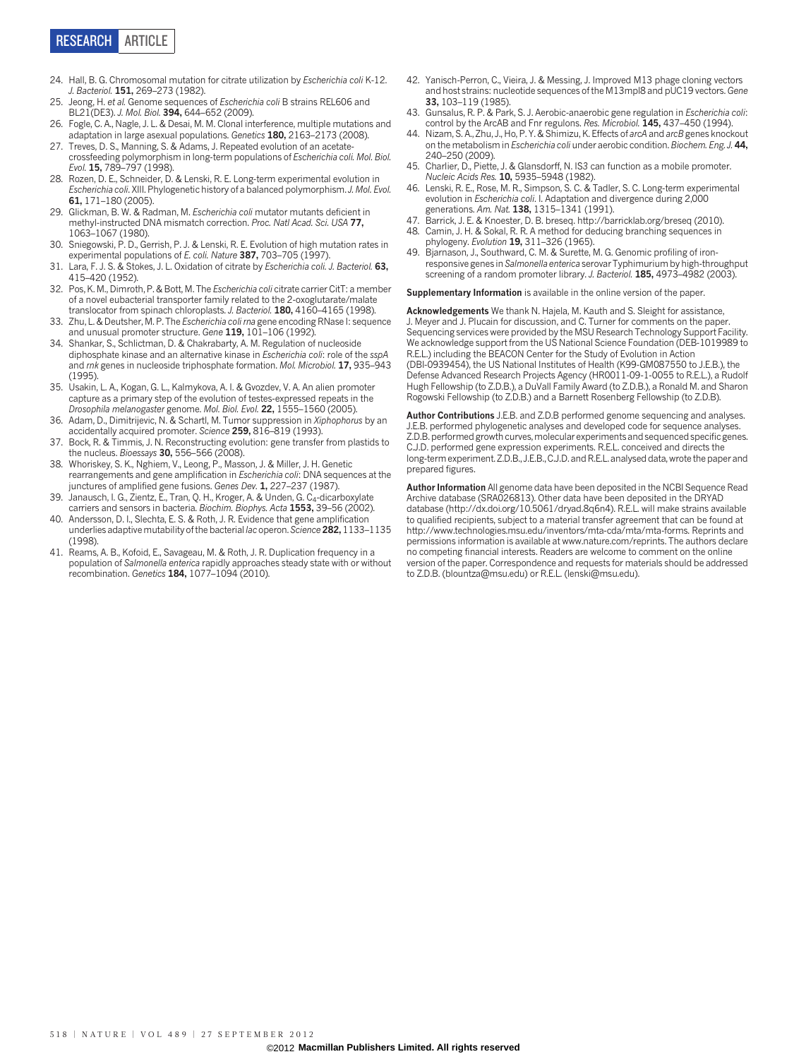24. Hall, B. G. Chromosomal mutation for citrate utilization by *Escherichia coli* K-12. *J. Bacteriol.* **151,** 269–273 (1982).
25. Jeong, H. *et al.* Genome sequences of *Escherichia coli* B strains REL606 and BL21(DE3). *J. Mol. Biol.* **394,** 644–652 (2009).
26. Fogle, C. A., Nagle, J. L. & Desai, M. M. Clonal interference, multiple mutations and adaptation in large asexual populations. *Genetics* **180,** 2163–2173 (2008).
27. Treves, D. S., Manning, S. & Adams, J. Repeated evolution of an acetate-crossfeeding polymorphism in long-term populations of *Escherichia coli. Mol. Biol. Evol.* **15,** 789–797 (1998).
28. Rozen, D. E., Schneider, D. & Lenski, R. E. Long-term experimental evolution in *Escherichia coli*. XIII. Phylogenetic history of a balanced polymorphism. *J. Mol. Evol.* **61,** 171–180 (2005).
29. Glickman, B. W. & Radman, M. *Escherichia coli* mutator mutants deficient in methyl-instructed DNA mismatch correction. *Proc. Natl Acad. Sci. USA* **77,** 1063–1067 (1980).
30. Sniegowski, P. D., Gerrish, P. J. & Lenski, R. E. Evolution of high mutation rates in experimental populations of *E. coli. Nature* **387,** 703–705 (1997).
31. Lara, F. J. S. & Stokes, J. L. Oxidation of citrate by *Escherichia coli. J. Bacteriol.* **63,** 415–420 (1952).
32. Pos, K. M., Dimroth, P. & Bott, M. The *Escherichia coli* citrate carrier CitT: a member of a novel eubacterial transporter family related to the 2-oxoglutarate/malate translocator from spinach chloroplasts. *J. Bacteriol.* **180,** 4160–4165 (1998).
33. Zhu, L. & Deutsher, M. P. The *Escherichia coli rna* gene encoding RNase I: sequence and unusual promoter structure. *Gene* **119,** 101–106 (1992).
34. Shankar, S., Schlictman, D. & Chakrabarty, A. M. Regulation of nucleoside diphosphate kinase and an alternative kinase in *Escherichia coli*: role of the *sspA* and *rnk* genes in nucleoside triphosphate formation. *Mol. Microbiol.* **17,** 935–943 (1995).
35. Usakin, L. A., Kogan, G. L., Kalmykova, A. I. & Gvozdev, V. A. An alien promoter capture as a primary step of the evolution of testes-expressed repeats in the *Drosophila melanogaster* genome. *Mol. Biol. Evol.* **22,** 1555–1560 (2005).
36. Adam, D., Dimitrijevic, N. & Schartl, M. Tumor suppression in *Xiphophorus* by an accidentally acquired promoter. *Science* **259,** 816–819 (1993).
37. Bock, R. & Timmis, J. N. Reconstructing evolution: gene transfer from plastids to the nucleus. *Bioessays* **30,** 556–566 (2008).
38. Whoriskey, S. K., Nghiem, V., Leong, P., Masson, J. & Miller, J. H. Genetic rearrangements and gene amplification in *Escherichia coli*: DNA sequences at the junctures of amplified gene fusions. *Genes Dev.* **1,** 227–237 (1987).
39. Janausch, I. G., Zientz, E., Tran, Q. H., Kroger, A. & Unden, G. $C_4$-dicarboxylate carriers and sensors in bacteria. *Biochim. Biophys. Acta* **1553,** 39–56 (2002).
40. Andersson, D. I., Slechta, E. S. & Roth, J. R. Evidence that gene amplification underlies adaptive mutability of the bacterial *lac* operon. *Science* **282,** 1133–1135 (1998).
41. Reams, A. B., Kofoid, E., Savageau, M. & Roth, J. R. Duplication frequency in a population of *Salmonella enterica* rapidly approaches steady state with or without recombination. *Genetics* **184,** 1077–1094 (2010).
42. Yanisch-Perron, C., Vieira, J. & Messing, J. Improved M13 phage cloning vectors and host strains: nucleotide sequences of the M13mpl8 and pUC19 vectors. *Gene* **33,** 103–119 (1985).
43. Gunsalus, R. P. & Park, S. J. Aerobic-anaerobic gene regulation in *Escherichia coli*: control by the ArcAB and Fnr regulons. *Res. Microbiol.* **145,** 437–450 (1994).
44. Nizam, S. A., Zhu, J., Ho, P. Y. & Shimizu, K. Effects of *arcA* and *arcB* genes knockout on the metabolism in *Escherichia coli* under aerobic condition. *Biochem. Eng. J.* **44,** 240–250 (2009).
45. Charlier, D., Piette, J. & Glansdorff, N. IS3 can function as a mobile promoter. *Nucleic Acids Res.* **10,** 5935–5948 (1982).
46. Lenski, R. E., Rose, M. R., Simpson, S. C. & Tadler, S. C. Long-term experimental evolution in *Escherichia coli*. I. Adaptation and divergence during 2,000 generations. *Am. Nat.* **138,** 1315–1341 (1991).
47. Barrick, J. E. & Knoester, D. B. breseq. http://barricklab.org/breseq (2010).
48. Camin, J. H. & Sokal, R. R. A method for deducing branching sequences in phylogeny. *Evolution* **19,** 311–326 (1965).
49. Bjarnason, J., Southward, C. M. & Surette, M. G. Genomic profiling of iron-responsive genes in *Salmonella enterica* serovar Typhimurium by high-throughput screening of a random promoter library. *J. Bacteriol.* **185,** 4973–4982 (2003).

**Supplementary Information** is available in the online version of the paper.

**Acknowledgements** We thank N. Hajela, M. Kauth and S. Sleight for assistance, J. Meyer and J. Plucain for discussion, and C. Turner for comments on the paper. Sequencing services were provided by the MSU Research Technology Support Facility. We acknowledge support from the US National Science Foundation (DEB-1019989 to R.E.L.) including the BEACON Center for the Study of Evolution in Action (DBI-0939454), the US National Institutes of Health (K99-GM087550 to J.E.B.), the Defense Advanced Research Projects Agency (HR0011-09-1-0055 to R.E.L.), a Rudolf Hugh Fellowship (to Z.D.B.), a DuVall Family Award (to Z.D.B.), a Ronald M. and Sharon Rogowski Fellowship (to Z.D.B.) and a Barnett Rosenberg Fellowship (to Z.D.B).

**Author Contributions** J.E.B. and Z.D.B performed genome sequencing and analyses. J.E.B. performed phylogenetic analyses and developed code for sequence analyses. Z.D.B. performed growth curves, molecular experiments and sequenced specific genes. C.J.D. performed gene expression experiments. R.E.L. conceived and directs the long-term experiment. Z.D.B., J.E.B., C.J.D. and R.E.L. analysed data, wrote the paper and prepared figures.

**Author Information** All genome data have been deposited in the NCBI Sequence Read Archive database (SRA026813). Other data have been deposited in the DRYAD database (http://dx.doi.org/10.5061/dryad.8q6n4). R.E.L. will make strains available to qualified recipients, subject to a material transfer agreement that can be found at http://www.technologies.msu.edu/inventors/mta-cda/mta/mta-forms. Reprints and permissions information is available at www.nature.com/reprints. The authors declare no competing financial interests. Readers are welcome to comment on the online version of the paper. Correspondence and requests for materials should be addressed to Z.D.B. (blountza@msu.edu) or R.E.L. (lenski@msu.edu).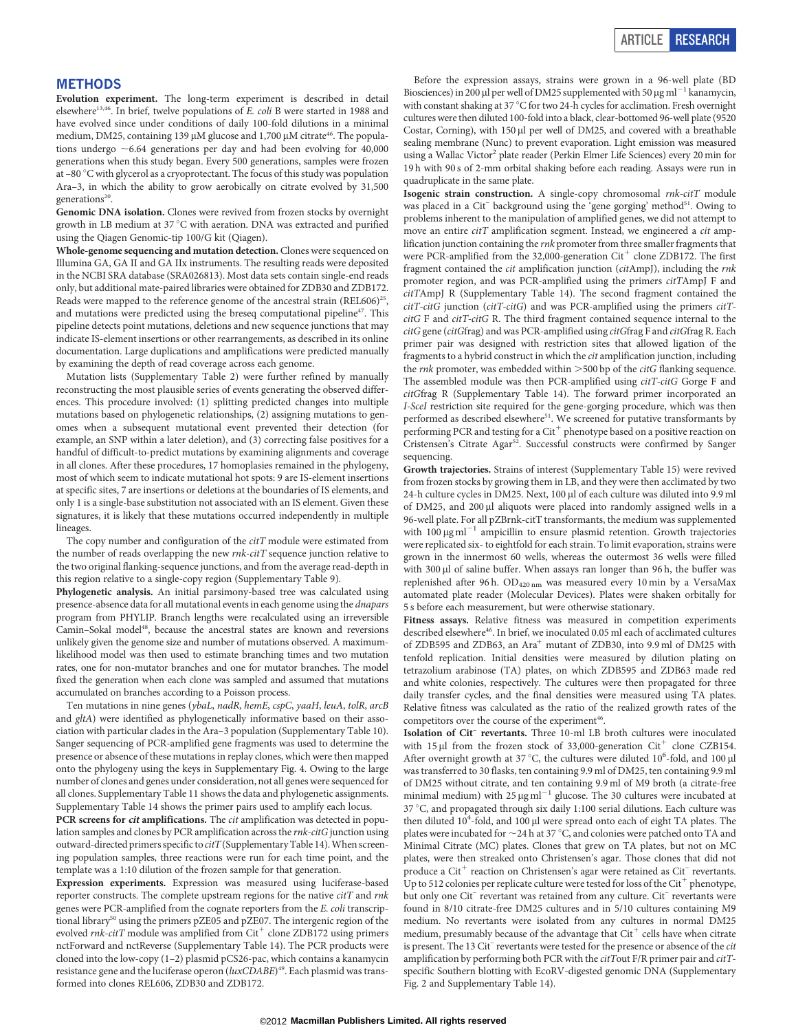## METHODS

**Evolution experiment.** The long-term experiment is described in detail elsewhere[13,46]. In brief, twelve populations of *E. coli* B were started in 1988 and have evolved since under conditions of daily 100-fold dilutions in a minimal medium, DM25, containing 139 μM glucose and 1,700 μM citrate[46]. The populations undergo ~6.64 generations per day and had been evolving for 40,000 generations when this study began. Every 500 generations, samples were frozen at −80 °C with glycerol as a cryoprotectant. The focus of this study was population Ara−3, in which the ability to grow aerobically on citrate evolved by 31,500 generations[20].

**Genomic DNA isolation.** Clones were revived from frozen stocks by overnight growth in LB medium at 37 °C with aeration. DNA was extracted and purified using the Qiagen Genomic-tip 100/G kit (Qiagen).

**Whole-genome sequencing and mutation detection.** Clones were sequenced on Illumina GA, GA II and GA IIx instruments. The resulting reads were deposited in the NCBI SRA database (SRA026813). Most data sets contain single-end reads only, but additional mate-paired libraries were obtained for ZDB30 and ZDB172. Reads were mapped to the reference genome of the ancestral strain (REL606)[25], and mutations were predicted using the breseq computational pipeline[47]. This pipeline detects point mutations, deletions and new sequence junctions that may indicate IS-element insertions or other rearrangements, as described in its online documentation. Large duplications and amplifications were predicted manually by examining the depth of read coverage across each genome.

Mutation lists (Supplementary Table 2) were further refined by manually reconstructing the most plausible series of events generating the observed differences. This procedure involved: (1) splitting predicted changes into multiple mutations based on phylogenetic relationships, (2) assigning mutations to genomes when a subsequent mutational event prevented their detection (for example, an SNP within a later deletion), and (3) correcting false positives for a handful of difficult-to-predict mutations by examining alignments and coverage in all clones. After these procedures, 17 homoplasies remained in the phylogeny, most of which seem to indicate mutational hot spots: 9 are IS-element insertions at specific sites, 7 are insertions or deletions at the boundaries of IS elements, and only 1 is a single-base substitution not associated with an IS element. Given these signatures, it is likely that these mutations occurred independently in multiple lineages.

The copy number and configuration of the *citT* module were estimated from the number of reads overlapping the new *rnk-citT* sequence junction relative to the two original flanking-sequence junctions, and from the average read-depth in this region relative to a single-copy region (Supplementary Table 9).

**Phylogenetic analysis.** An initial parsimony-based tree was calculated using presence-absence data for all mutational events in each genome using the *dnapars* program from PHYLIP. Branch lengths were recalculated using an irreversible Camin–Sokal model[48], because the ancestral states are known and reversions unlikely given the genome size and number of mutations observed. A maximum-likelihood model was then used to estimate branching times and two mutation rates, one for non-mutator branches and one for mutator branches. The model fixed the generation when each clone was sampled and assumed that mutations accumulated on branches according to a Poisson process.

Ten mutations in nine genes (*ybaL*, *nadR*, *hemE*, *cspC*, *yaaH*, *leuA*, *tolR*, *arcB* and *gltA*) were identified as phylogenetically informative based on their association with particular clades in the Ara−3 population (Supplementary Table 10). Sanger sequencing of PCR-amplified gene fragments was used to determine the presence or absence of these mutations in replay clones, which were then mapped onto the phylogeny using the keys in Supplementary Fig. 4. Owing to the large number of clones and genes under consideration, not all genes were sequenced for all clones. Supplementary Table 11 shows the data and phylogenetic assignments. Supplementary Table 14 shows the primer pairs used to amplify each locus.

**PCR screens for *cit* amplifications.** The *cit* amplification was detected in population samples and clones by PCR amplification across the *rnk-citG* junction using outward-directed primers specific to *citT* (Supplementary Table 14). When screening population samples, three reactions were run for each time point, and the template was a 1:10 dilution of the frozen sample for that generation.

**Expression experiments.** Expression was measured using luciferase-based reporter constructs. The complete upstream regions for the native *citT* and *rnk* genes were PCR-amplified from the cognate reporters from the *E. coli* transcriptional library[50] using the primers pZE05 and pZE07. The intergenic region of the evolved *rnk-citT* module was amplified from Cit$^+$ clone ZDB172 using primers nctForward and nctReverse (Supplementary Table 14). The PCR products were cloned into the low-copy (1–2) plasmid pCS26-pac, which contains a kanamycin resistance gene and the luciferase operon (*luxCDABE*)[49]. Each plasmid was transformed into clones REL606, ZDB30 and ZDB172.

Before the expression assays, strains were grown in a 96-well plate (BD Biosciences) in 200 μl per well of DM25 supplemented with 50 μg ml$^{-1}$ kanamycin, with constant shaking at 37 °C for two 24-h cycles for acclimation. Fresh overnight cultures were then diluted 100-fold into a black, clear-bottomed 96-well plate (9520 Costar, Corning), with 150 μl per well of DM25, and covered with a breathable sealing membrane (Nunc) to prevent evaporation. Light emission was measured using a Wallac Victor$^2$ plate reader (Perkin Elmer Life Sciences) every 20 min for 19 h with 90 s of 2-mm orbital shaking before each reading. Assays were run in quadruplicate in the same plate.

**Isogenic strain construction.** A single-copy chromosomal *rnk-citT* module was placed in a Cit$^-$ background using the 'gene gorging' method[51]. Owing to problems inherent to the manipulation of amplified genes, we did not attempt to move an entire *citT* amplification segment. Instead, we engineered a *cit* amplification junction containing the *rnk* promoter from three smaller fragments that were PCR-amplified from the 32,000-generation Cit$^+$ clone ZDB172. The first fragment contained the *cit* amplification junction (*cit*AmpJ), including the *rnk* promoter region, and was PCR-amplified using the primers *citT*AmpJ F and *citT*AmpJ R (Supplementary Table 14). The second fragment contained the *citT-citG* junction (*citT-citG*) and was PCR-amplified using the primers *citT-citG* F and *citT-citG* R. The third fragment contained sequence internal to the *citG* gene (*citG*frag) and was PCR-amplified using *citG*frag F and *citG*frag R. Each primer pair was designed with restriction sites that allowed ligation of the fragments to a hybrid construct in which the *cit* amplification junction, including the *rnk* promoter, was embedded within >500 bp of the *citG* flanking sequence. The assembled module was then PCR-amplified using *citT-citG* Gorge F and *citG*frag R (Supplementary Table 14). The forward primer incorporated an *I-SceI* restriction site required for the gene-gorging procedure, which was then performed as described elsewhere[51]. We screened for putative transformants by performing PCR and testing for a Cit$^+$ phenotype based on a positive reaction on Cristensen's Citrate Agar[52]. Successful constructs were confirmed by Sanger sequencing.

**Growth trajectories.** Strains of interest (Supplementary Table 15) were revived from frozen stocks by growing them in LB, and they were then acclimated by two 24-h culture cycles in DM25. Next, 100 μl of each culture was diluted into 9.9 ml of DM25, and 200 μl aliquots were placed into randomly assigned wells in a 96-well plate. For all pZBrnk-citT transformants, the medium was supplemented with 100 μg ml$^{-1}$ ampicillin to ensure plasmid retention. Growth trajectories were replicated six- to eightfold for each strain. To limit evaporation, strains were grown in the innermost 60 wells, whereas the outermost 36 wells were filled with 300 μl of saline buffer. When assays ran longer than 96 h, the buffer was replenished after 96 h. $OD_{420\,nm}$ was measured every 10 min by a VersaMax automated plate reader (Molecular Devices). Plates were shaken orbitally for 5 s before each measurement, but were otherwise stationary.

**Fitness assays.** Relative fitness was measured in competition experiments described elsewhere[46]. In brief, we inoculated 0.05 ml each of acclimated cultures of ZDB595 and ZDB63, an Ara$^+$ mutant of ZDB30, into 9.9 ml of DM25 with tenfold replication. Initial densities were measured by dilution plating on tetrazolium arabinose (TA) plates, on which ZDB595 and ZDB63 made red and white colonies, respectively. The cultures were then propagated for three daily transfer cycles, and the final densities were measured using TA plates. Relative fitness was calculated as the ratio of the realized growth rates of the competitors over the course of the experiment[46].

**Isolation of Cit$^-$ revertants.** Three 10-ml LB broth cultures were inoculated with 15 μl from the frozen stock of 33,000-generation Cit$^+$ clone CZB154. After overnight growth at 37 °C, the cultures were diluted $10^6$-fold, and 100 μl was transferred to 30 flasks, ten containing 9.9 ml of DM25, ten containing 9.9 ml of DM25 without citrate, and ten containing 9.9 ml of M9 broth (a citrate-free minimal medium) with 25 μg ml$^{-1}$ glucose. The 30 cultures were incubated at 37 °C, and propagated through six daily 1:100 serial dilutions. Each culture was then diluted $10^4$-fold, and 100 μl were spread onto each of eight TA plates. The plates were incubated for ~24 h at 37 °C, and colonies were patched onto TA and Minimal Citrate (MC) plates. Clones that grew on TA plates, but not on MC plates, were then streaked onto Christensen's agar. Those clones that did not produce a Cit$^+$ reaction on Christensen's agar were retained as Cit$^-$ revertants. Up to 512 colonies per replicate culture were tested for loss of the Cit$^+$ phenotype, but only one Cit$^-$ revertant was retained from any culture. Cit$^-$ revertants were found in 8/10 citrate-free DM25 cultures and in 5/10 cultures containing M9 medium. No revertants were isolated from any cultures in normal DM25 medium, presumably because of the advantage that Cit$^+$ cells have when citrate is present. The 13 Cit$^-$ revertants were tested for the presence or absence of the *cit* amplification by performing both PCR with the *citT*out F/R primer pair and *citT*-specific Southern blotting with EcoRV-digested genomic DNA (Supplementary Fig. 2 and Supplementary Table 14).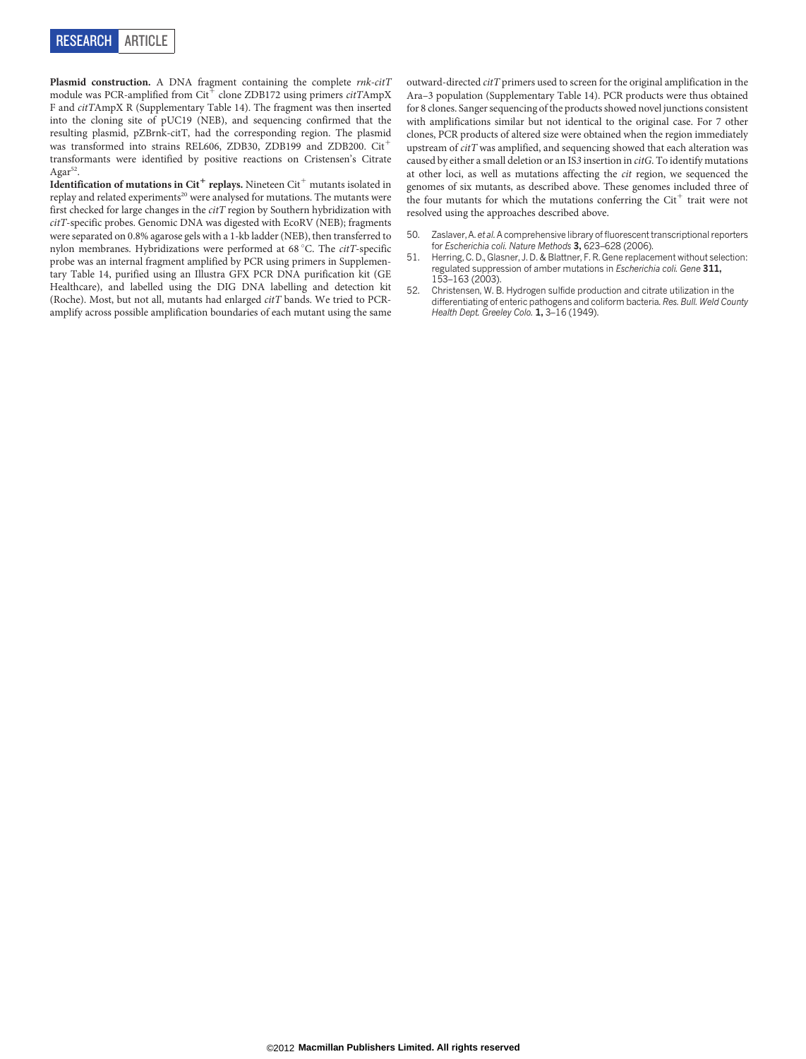**Plasmid construction.** A DNA fragment containing the complete *rnk-citT* module was PCR-amplified from Cit$^+$ clone ZDB172 using primers *citT*AmpX F and *citT*AmpX R (Supplementary Table 14). The fragment was then inserted into the cloning site of pUC19 (NEB), and sequencing confirmed that the resulting plasmid, pZBrnk-citT, had the corresponding region. The plasmid was transformed into strains REL606, ZDB30, ZDB199 and ZDB200. Cit$^+$ transformants were identified by positive reactions on Cristensen's Citrate Agar[52].

**Identification of mutations in Cit$^+$ replays.** Nineteen Cit$^+$ mutants isolated in replay and related experiments[20] were analysed for mutations. The mutants were first checked for large changes in the *citT* region by Southern hybridization with *citT*-specific probes. Genomic DNA was digested with EcoRV (NEB); fragments were separated on 0.8% agarose gels with a 1-kb ladder (NEB), then transferred to nylon membranes. Hybridizations were performed at 68 °C. The *citT*-specific probe was an internal fragment amplified by PCR using primers in Supplementary Table 14, purified using an Illustra GFX PCR DNA purification kit (GE Healthcare), and labelled using the DIG DNA labelling and detection kit (Roche). Most, but not all, mutants had enlarged *citT* bands. We tried to PCR-amplify across possible amplification boundaries of each mutant using the same outward-directed *citT* primers used to screen for the original amplification in the Ara−3 population (Supplementary Table 14). PCR products were thus obtained for 8 clones. Sanger sequencing of the products showed novel junctions consistent with amplifications similar but not identical to the original case. For 7 other clones, PCR products of altered size were obtained when the region immediately upstream of *citT* was amplified, and sequencing showed that each alteration was caused by either a small deletion or an IS*3* insertion in *citG*. To identify mutations at other loci, as well as mutations affecting the *cit* region, we sequenced the genomes of six mutants, as described above. These genomes included three of the four mutants for which the mutations conferring the Cit$^+$ trait were not resolved using the approaches described above.

50. Zaslaver, A. *et al.* A comprehensive library of fluorescent transcriptional reporters for *Escherichia coli. Nature Methods* **3,** 623–628 (2006).
51. Herring, C. D., Glasner, J. D. & Blattner, F. R. Gene replacement without selection: regulated suppression of amber mutations in *Escherichia coli. Gene* **311,** 153–163 (2003).
52. Christensen, W. B. Hydrogen sulfide production and citrate utilization in the differentiating of enteric pathogens and coliform bacteria. *Res. Bull. Weld County Health Dept. Greeley Colo.* **1,** 3–16 (1949).